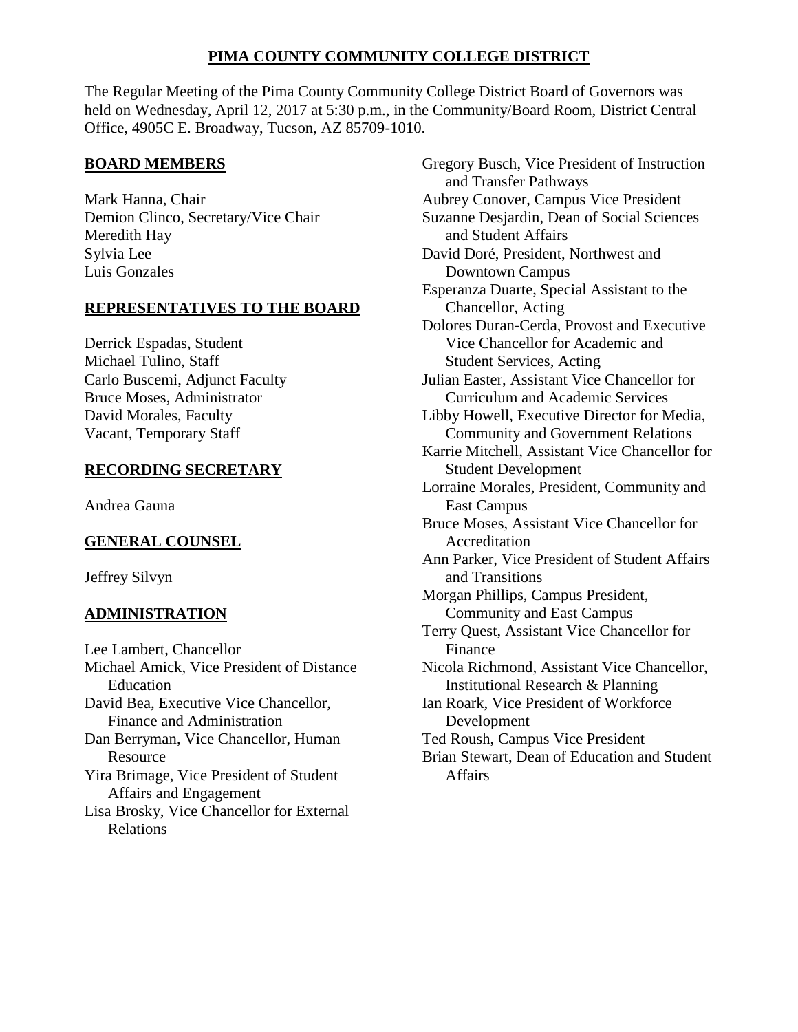# PIMA COUNTY COMMUNITY COLLEGE DISTRICT

The Regular Meeting of the Pima County Community College District Board of Governors was held on Wednesday, April 12, 2017 at 5:30 p.m., in the Community/Board Room, District Central Office, 4905C E. Broadway, Tucson, AZ 85709-1010.

## BOARD MEMBERS

Mark Hanna, Chair
Demion Clinco, Secretary/Vice Chair
Meredith Hay
Sylvia Lee
Luis Gonzales

## REPRESENTATIVES TO THE BOARD

Derrick Espadas, Student
Michael Tulino, Staff
Carlo Buscemi, Adjunct Faculty
Bruce Moses, Administrator
David Morales, Faculty
Vacant, Temporary Staff

## RECORDING SECRETARY

Andrea Gauna

## GENERAL COUNSEL

Jeffrey Silvyn

## ADMINISTRATION

Lee Lambert, Chancellor
Michael Amick, Vice President of Distance Education
David Bea, Executive Vice Chancellor, Finance and Administration
Dan Berryman, Vice Chancellor, Human Resource
Yira Brimage, Vice President of Student Affairs and Engagement
Lisa Brosky, Vice Chancellor for External Relations
Gregory Busch, Vice President of Instruction and Transfer Pathways
Aubrey Conover, Campus Vice President
Suzanne Desjardin, Dean of Social Sciences and Student Affairs
David Doré, President, Northwest and Downtown Campus
Esperanza Duarte, Special Assistant to the Chancellor, Acting
Dolores Duran-Cerda, Provost and Executive Vice Chancellor for Academic and Student Services, Acting
Julian Easter, Assistant Vice Chancellor for Curriculum and Academic Services
Libby Howell, Executive Director for Media, Community and Government Relations
Karrie Mitchell, Assistant Vice Chancellor for Student Development
Lorraine Morales, President, Community and East Campus
Bruce Moses, Assistant Vice Chancellor for Accreditation
Ann Parker, Vice President of Student Affairs and Transitions
Morgan Phillips, Campus President, Community and East Campus
Terry Quest, Assistant Vice Chancellor for Finance
Nicola Richmond, Assistant Vice Chancellor, Institutional Research & Planning
Ian Roark, Vice President of Workforce Development
Ted Roush, Campus Vice President
Brian Stewart, Dean of Education and Student Affairs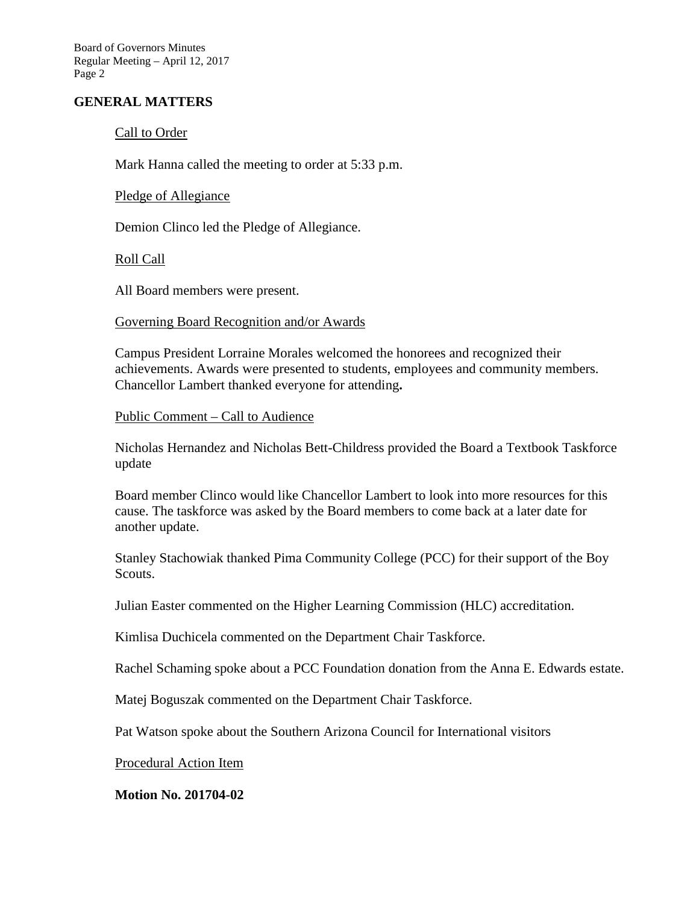## GENERAL MATTERS

Call to Order

Mark Hanna called the meeting to order at 5:33 p.m.

Pledge of Allegiance

Demion Clinco led the Pledge of Allegiance.

Roll Call

All Board members were present.

Governing Board Recognition and/or Awards

Campus President Lorraine Morales welcomed the honorees and recognized their achievements. Awards were presented to students, employees and community members. Chancellor Lambert thanked everyone for attending**.**

Public Comment – Call to Audience

Nicholas Hernandez and Nicholas Bett-Childress provided the Board a Textbook Taskforce update

Board member Clinco would like Chancellor Lambert to look into more resources for this cause. The taskforce was asked by the Board members to come back at a later date for another update.

Stanley Stachowiak thanked Pima Community College (PCC) for their support of the Boy Scouts.

Julian Easter commented on the Higher Learning Commission (HLC) accreditation.

Kimlisa Duchicela commented on the Department Chair Taskforce.

Rachel Schaming spoke about a PCC Foundation donation from the Anna E. Edwards estate.

Matej Boguszak commented on the Department Chair Taskforce.

Pat Watson spoke about the Southern Arizona Council for International visitors

Procedural Action Item

**Motion No. 201704-02**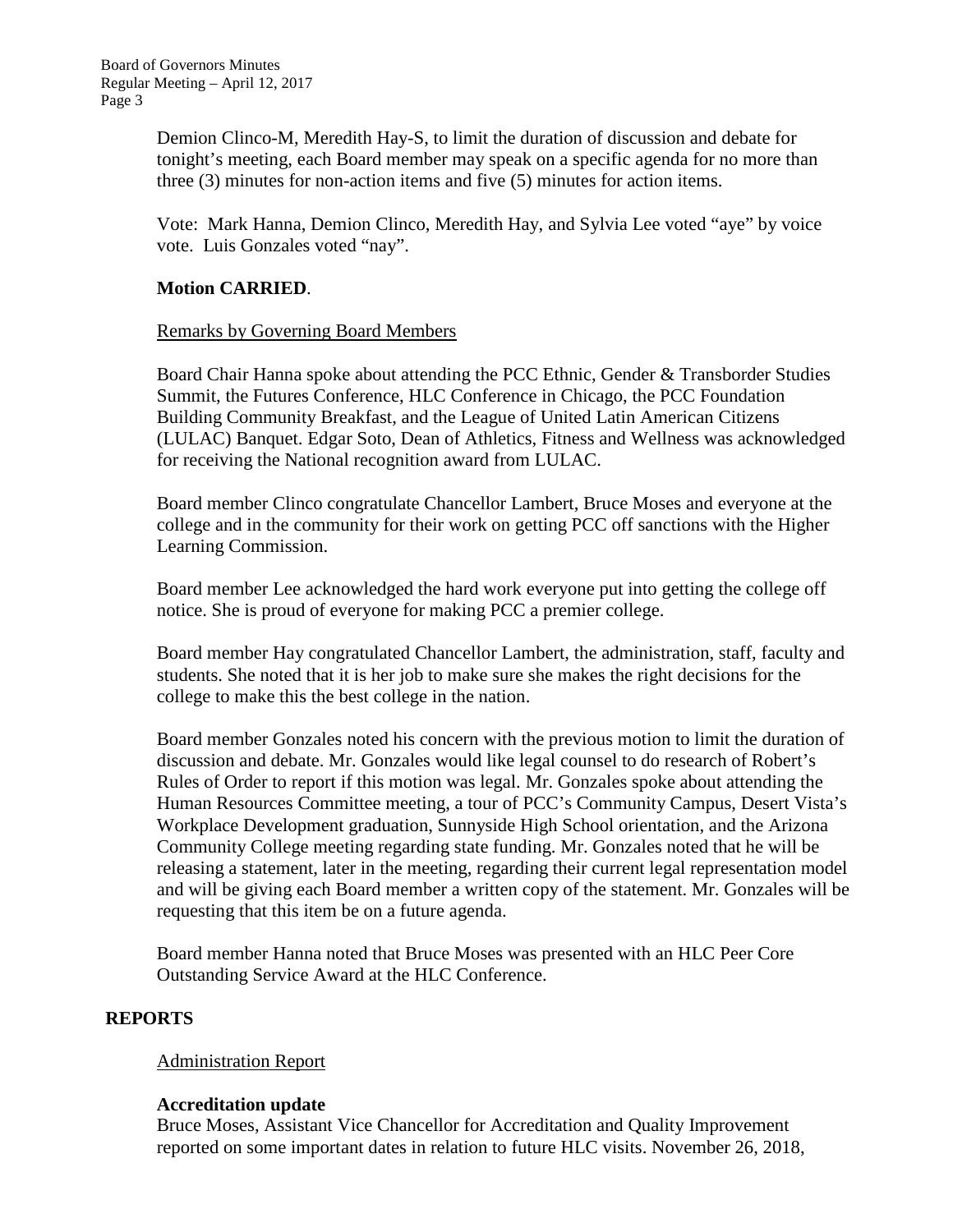Demion Clinco-M, Meredith Hay-S, to limit the duration of discussion and debate for tonight's meeting, each Board member may speak on a specific agenda for no more than three (3) minutes for non-action items and five (5) minutes for action items.

Vote: Mark Hanna, Demion Clinco, Meredith Hay, and Sylvia Lee voted "aye" by voice vote. Luis Gonzales voted "nay".

**Motion CARRIED**.

Remarks by Governing Board Members

Board Chair Hanna spoke about attending the PCC Ethnic, Gender & Transborder Studies Summit, the Futures Conference, HLC Conference in Chicago, the PCC Foundation Building Community Breakfast, and the League of United Latin American Citizens (LULAC) Banquet. Edgar Soto, Dean of Athletics, Fitness and Wellness was acknowledged for receiving the National recognition award from LULAC.

Board member Clinco congratulate Chancellor Lambert, Bruce Moses and everyone at the college and in the community for their work on getting PCC off sanctions with the Higher Learning Commission.

Board member Lee acknowledged the hard work everyone put into getting the college off notice. She is proud of everyone for making PCC a premier college.

Board member Hay congratulated Chancellor Lambert, the administration, staff, faculty and students. She noted that it is her job to make sure she makes the right decisions for the college to make this the best college in the nation.

Board member Gonzales noted his concern with the previous motion to limit the duration of discussion and debate. Mr. Gonzales would like legal counsel to do research of Robert's Rules of Order to report if this motion was legal. Mr. Gonzales spoke about attending the Human Resources Committee meeting, a tour of PCC's Community Campus, Desert Vista's Workplace Development graduation, Sunnyside High School orientation, and the Arizona Community College meeting regarding state funding. Mr. Gonzales noted that he will be releasing a statement, later in the meeting, regarding their current legal representation model and will be giving each Board member a written copy of the statement. Mr. Gonzales will be requesting that this item be on a future agenda.

Board member Hanna noted that Bruce Moses was presented with an HLC Peer Core Outstanding Service Award at the HLC Conference.

## REPORTS

Administration Report

**Accreditation update**

Bruce Moses, Assistant Vice Chancellor for Accreditation and Quality Improvement reported on some important dates in relation to future HLC visits. November 26, 2018,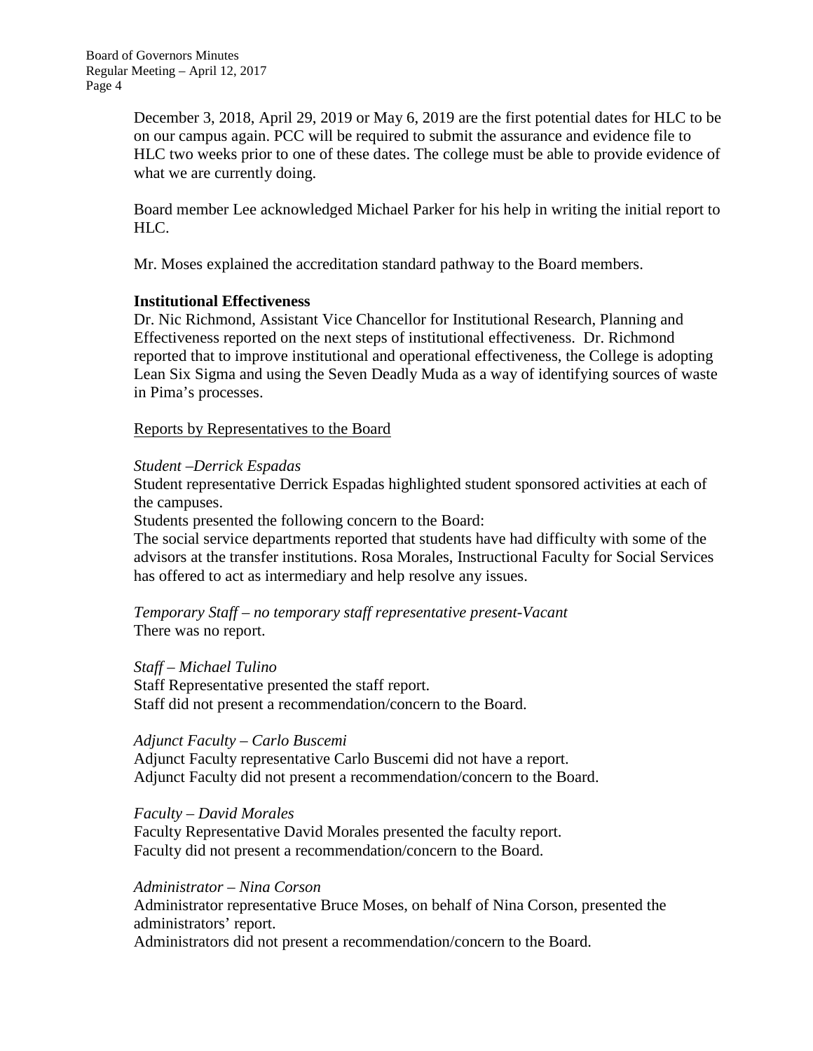December 3, 2018, April 29, 2019 or May 6, 2019 are the first potential dates for HLC to be on our campus again. PCC will be required to submit the assurance and evidence file to HLC two weeks prior to one of these dates. The college must be able to provide evidence of what we are currently doing.

Board member Lee acknowledged Michael Parker for his help in writing the initial report to HLC.

Mr. Moses explained the accreditation standard pathway to the Board members.

**Institutional Effectiveness**

Dr. Nic Richmond, Assistant Vice Chancellor for Institutional Research, Planning and Effectiveness reported on the next steps of institutional effectiveness. Dr. Richmond reported that to improve institutional and operational effectiveness, the College is adopting Lean Six Sigma and using the Seven Deadly Muda as a way of identifying sources of waste in Pima's processes.

Reports by Representatives to the Board

*Student –Derrick Espadas*

Student representative Derrick Espadas highlighted student sponsored activities at each of the campuses.

Students presented the following concern to the Board:

The social service departments reported that students have had difficulty with some of the advisors at the transfer institutions. Rosa Morales, Instructional Faculty for Social Services has offered to act as intermediary and help resolve any issues.

*Temporary Staff – no temporary staff representative present-Vacant*

There was no report.

*Staff – Michael Tulino*

Staff Representative presented the staff report.

Staff did not present a recommendation/concern to the Board.

*Adjunct Faculty – Carlo Buscemi*

Adjunct Faculty representative Carlo Buscemi did not have a report.

Adjunct Faculty did not present a recommendation/concern to the Board.

*Faculty – David Morales*

Faculty Representative David Morales presented the faculty report.

Faculty did not present a recommendation/concern to the Board.

*Administrator – Nina Corson*

Administrator representative Bruce Moses, on behalf of Nina Corson, presented the administrators' report.

Administrators did not present a recommendation/concern to the Board.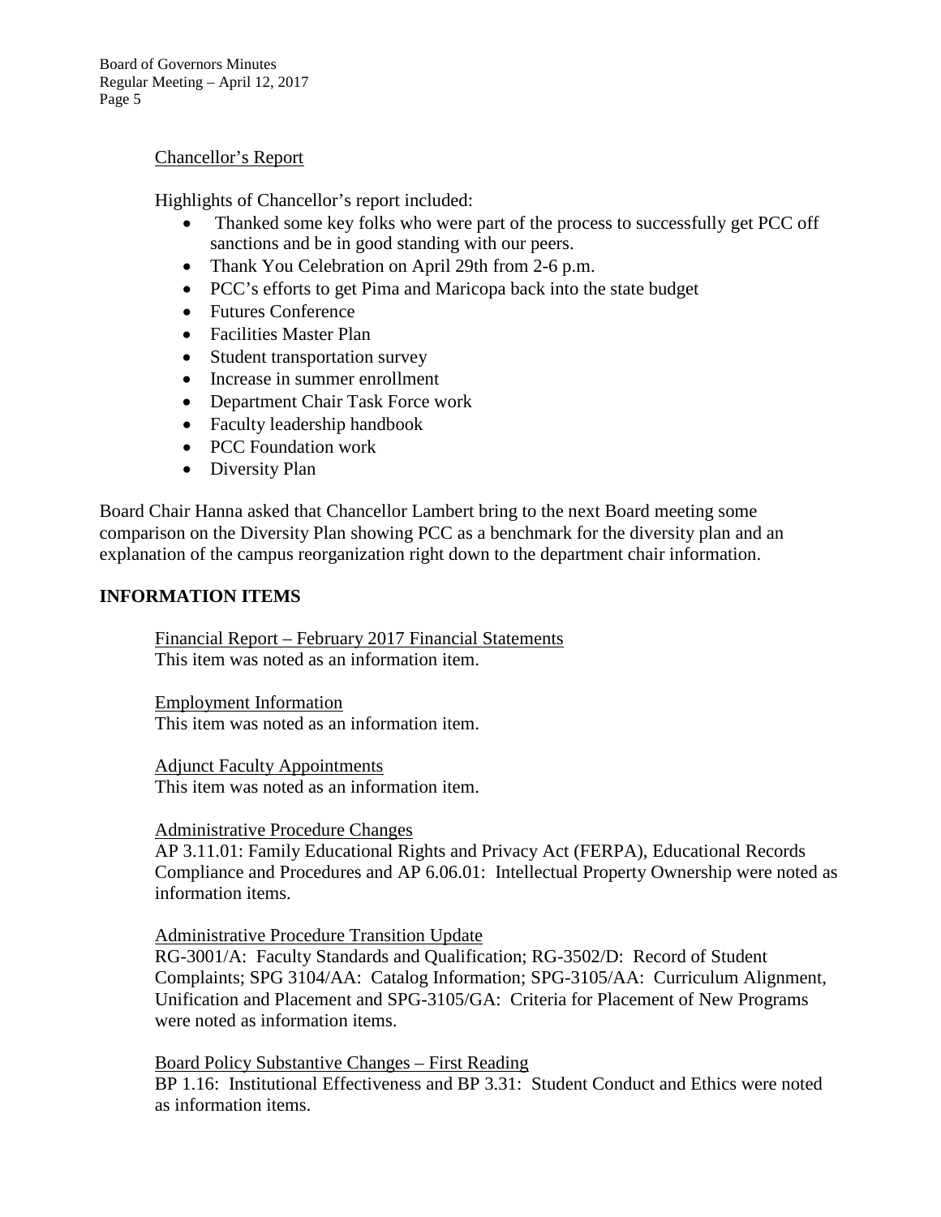Chancellor's Report

Highlights of Chancellor's report included:

- Thanked some key folks who were part of the process to successfully get PCC off sanctions and be in good standing with our peers.
- Thank You Celebration on April 29th from 2-6 p.m.
- PCC's efforts to get Pima and Maricopa back into the state budget
- Futures Conference
- Facilities Master Plan
- Student transportation survey
- Increase in summer enrollment
- Department Chair Task Force work
- Faculty leadership handbook
- PCC Foundation work
- Diversity Plan

Board Chair Hanna asked that Chancellor Lambert bring to the next Board meeting some comparison on the Diversity Plan showing PCC as a benchmark for the diversity plan and an explanation of the campus reorganization right down to the department chair information.

## INFORMATION ITEMS

Financial Report – February 2017 Financial Statements
This item was noted as an information item.

Employment Information
This item was noted as an information item.

Adjunct Faculty Appointments
This item was noted as an information item.

Administrative Procedure Changes
AP 3.11.01: Family Educational Rights and Privacy Act (FERPA), Educational Records Compliance and Procedures and AP 6.06.01: Intellectual Property Ownership were noted as information items.

Administrative Procedure Transition Update
RG-3001/A: Faculty Standards and Qualification; RG-3502/D: Record of Student Complaints; SPG 3104/AA: Catalog Information; SPG-3105/AA: Curriculum Alignment, Unification and Placement and SPG-3105/GA: Criteria for Placement of New Programs were noted as information items.

Board Policy Substantive Changes – First Reading
BP 1.16: Institutional Effectiveness and BP 3.31: Student Conduct and Ethics were noted as information items.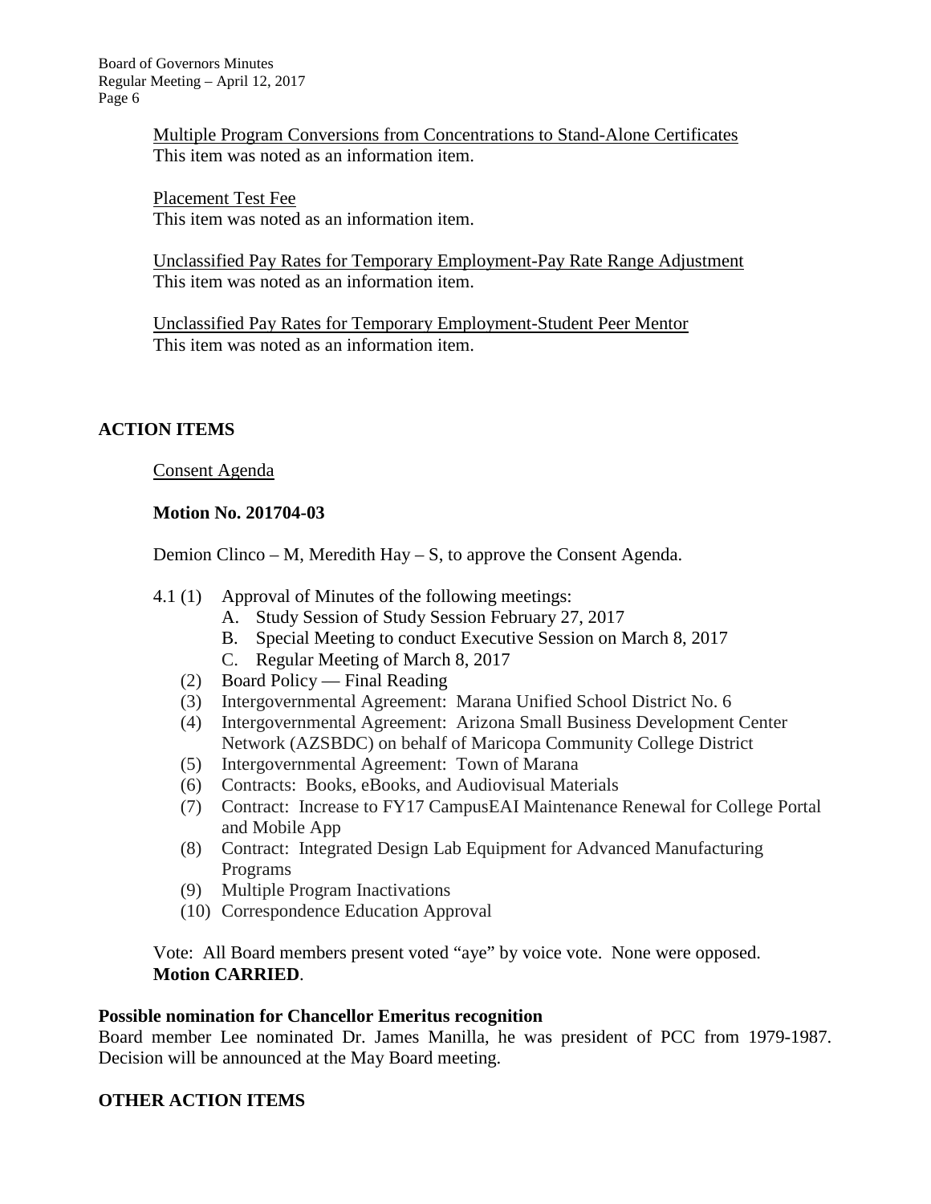Multiple Program Conversions from Concentrations to Stand-Alone Certificates
This item was noted as an information item.

Placement Test Fee
This item was noted as an information item.

Unclassified Pay Rates for Temporary Employment-Pay Rate Range Adjustment
This item was noted as an information item.

Unclassified Pay Rates for Temporary Employment-Student Peer Mentor
This item was noted as an information item.

## ACTION ITEMS

Consent Agenda

**Motion No. 201704-03**

Demion Clinco – M, Meredith Hay – S, to approve the Consent Agenda.

4.1 (1) Approval of Minutes of the following meetings:
  - A. Study Session of Study Session February 27, 2017
  - B. Special Meeting to conduct Executive Session on March 8, 2017
  - C. Regular Meeting of March 8, 2017

(2) Board Policy — Final Reading
(3) Intergovernmental Agreement: Marana Unified School District No. 6
(4) Intergovernmental Agreement: Arizona Small Business Development Center Network (AZSBDC) on behalf of Maricopa Community College District
(5) Intergovernmental Agreement: Town of Marana
(6) Contracts: Books, eBooks, and Audiovisual Materials
(7) Contract: Increase to FY17 CampusEAI Maintenance Renewal for College Portal and Mobile App
(8) Contract: Integrated Design Lab Equipment for Advanced Manufacturing Programs
(9) Multiple Program Inactivations
(10) Correspondence Education Approval

Vote: All Board members present voted "aye" by voice vote. None were opposed.
**Motion CARRIED**.

**Possible nomination for Chancellor Emeritus recognition**
Board member Lee nominated Dr. James Manilla, he was president of PCC from 1979-1987. Decision will be announced at the May Board meeting.

## OTHER ACTION ITEMS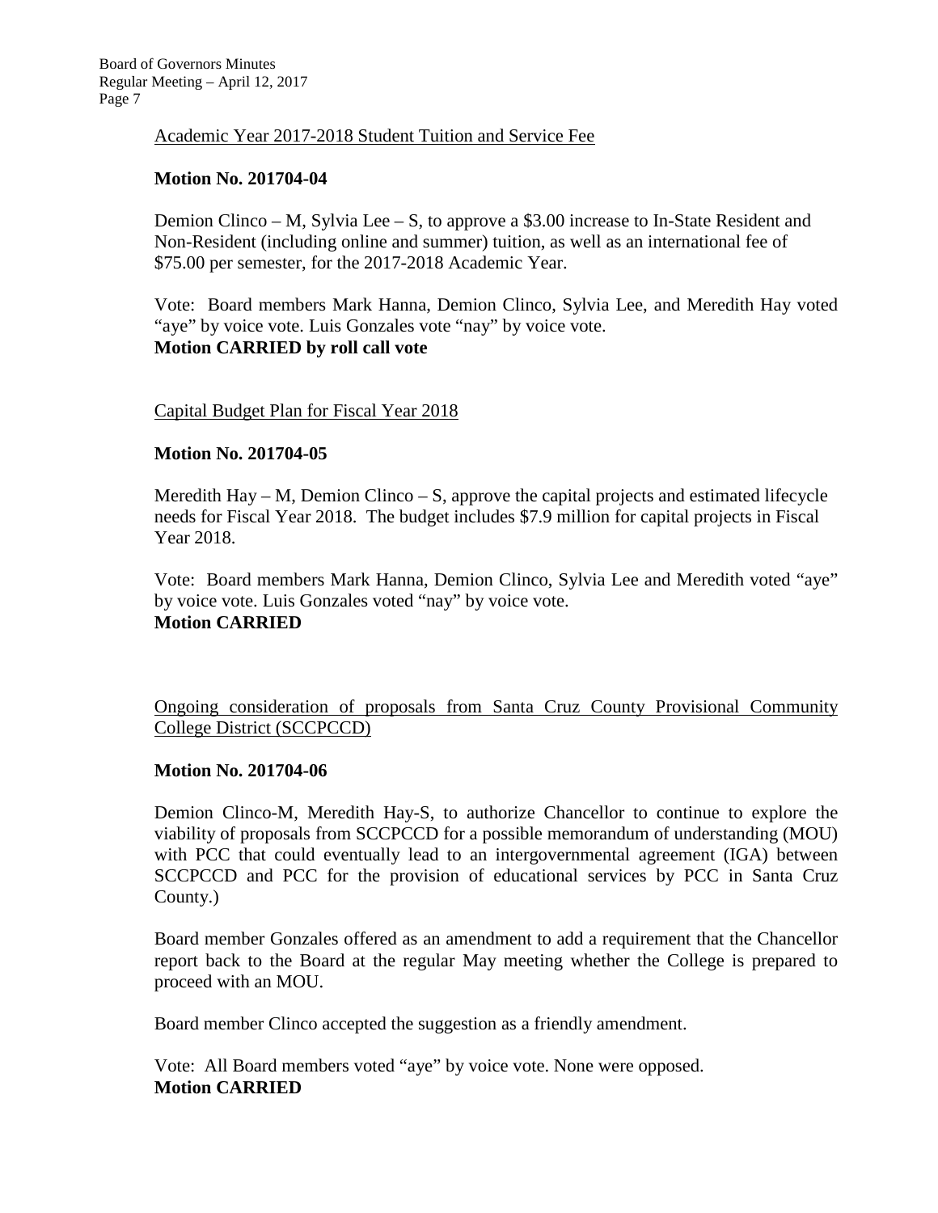Academic Year 2017-2018 Student Tuition and Service Fee

**Motion No. 201704-04**

Demion Clinco – M, Sylvia Lee – S, to approve a $3.00 increase to In-State Resident and Non-Resident (including online and summer) tuition, as well as an international fee of $75.00 per semester, for the 2017-2018 Academic Year.

Vote: Board members Mark Hanna, Demion Clinco, Sylvia Lee, and Meredith Hay voted "aye" by voice vote. Luis Gonzales vote "nay" by voice vote.
**Motion CARRIED by roll call vote**

Capital Budget Plan for Fiscal Year 2018

**Motion No. 201704-05**

Meredith Hay – M, Demion Clinco – S, approve the capital projects and estimated lifecycle needs for Fiscal Year 2018. The budget includes $7.9 million for capital projects in Fiscal Year 2018.

Vote: Board members Mark Hanna, Demion Clinco, Sylvia Lee and Meredith voted "aye" by voice vote. Luis Gonzales voted "nay" by voice vote.
**Motion CARRIED**

Ongoing consideration of proposals from Santa Cruz County Provisional Community College District (SCCPCCD)

**Motion No. 201704-06**

Demion Clinco-M, Meredith Hay-S, to authorize Chancellor to continue to explore the viability of proposals from SCCPCCD for a possible memorandum of understanding (MOU) with PCC that could eventually lead to an intergovernmental agreement (IGA) between SCCPCCD and PCC for the provision of educational services by PCC in Santa Cruz County.)

Board member Gonzales offered as an amendment to add a requirement that the Chancellor report back to the Board at the regular May meeting whether the College is prepared to proceed with an MOU.

Board member Clinco accepted the suggestion as a friendly amendment.

Vote: All Board members voted "aye" by voice vote. None were opposed.
**Motion CARRIED**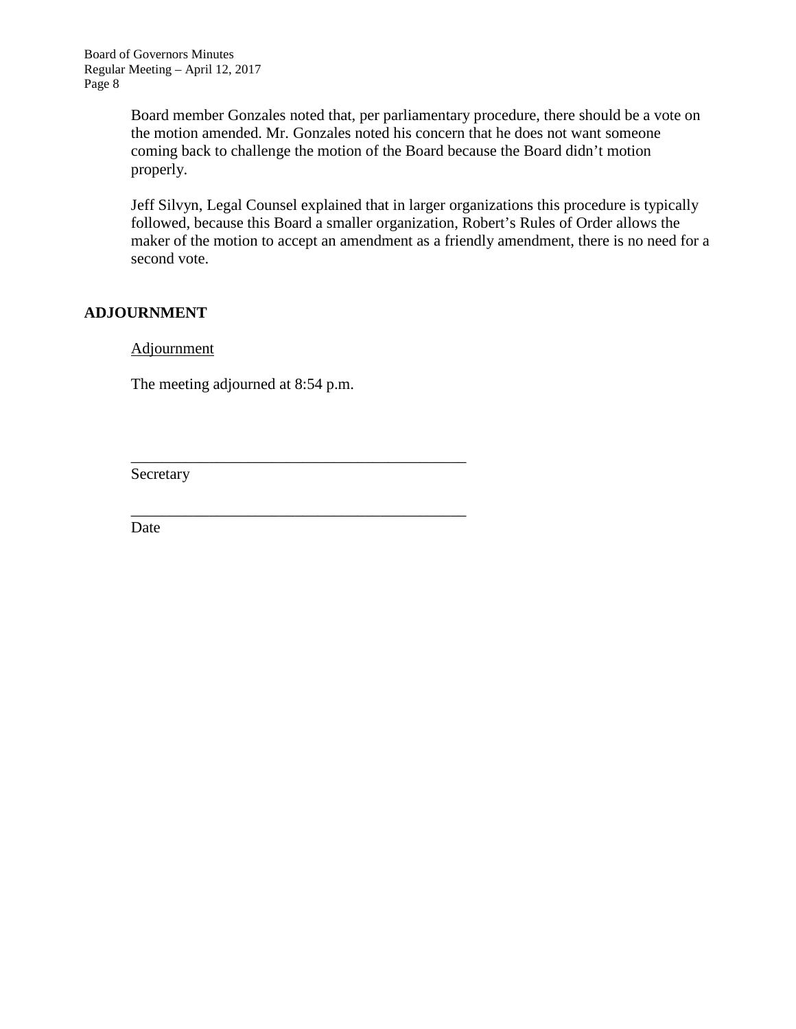Board member Gonzales noted that, per parliamentary procedure, there should be a vote on the motion amended. Mr. Gonzales noted his concern that he does not want someone coming back to challenge the motion of the Board because the Board didn't motion properly.

Jeff Silvyn, Legal Counsel explained that in larger organizations this procedure is typically followed, because this Board a smaller organization, Robert's Rules of Order allows the maker of the motion to accept an amendment as a friendly amendment, there is no need for a second vote.

## ADJOURNMENT

<u>Adjournment</u>

The meeting adjourned at 8:54 p.m.

____________________________________________
Secretary

____________________________________________
Date